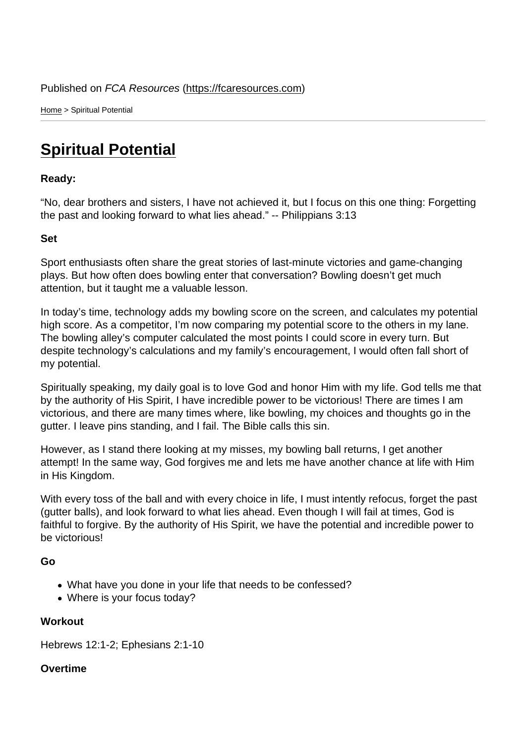Published on *FCA Resources* (https://fcaresources.com)

Home > Spiritual Potential

# Spiritual Potential

**Ready:**

“No, dear brothers and sisters, I have not achieved it, but I focus on this one thing: Forgetting the past and looking forward to what lies ahead.” -- Philippians 3:13

**Set**

Sport enthusiasts often share the great stories of last-minute victories and game-changing plays. But how often does bowling enter that conversation? Bowling doesn’t get much attention, but it taught me a valuable lesson.

In today’s time, technology adds my bowling score on the screen, and calculates my potential high score. As a competitor, I’m now comparing my potential score to the others in my lane. The bowling alley’s computer calculated the most points I could score in every turn. But despite technology’s calculations and my family’s encouragement, I would often fall short of my potential.

Spiritually speaking, my daily goal is to love God and honor Him with my life. God tells me that by the authority of His Spirit, I have incredible power to be victorious! There are times I am victorious, and there are many times where, like bowling, my choices and thoughts go in the gutter. I leave pins standing, and I fail. The Bible calls this sin.

However, as I stand there looking at my misses, my bowling ball returns, I get another attempt! In the same way, God forgives me and lets me have another chance at life with Him in His Kingdom.

With every toss of the ball and with every choice in life, I must intently refocus, forget the past (gutter balls), and look forward to what lies ahead. Even though I will fail at times, God is faithful to forgive. By the authority of His Spirit, we have the potential and incredible power to be victorious!

**Go**

- What have you done in your life that needs to be confessed?
- Where is your focus today?

**Workout**

Hebrews 12:1-2; Ephesians 2:1-10

**Overtime**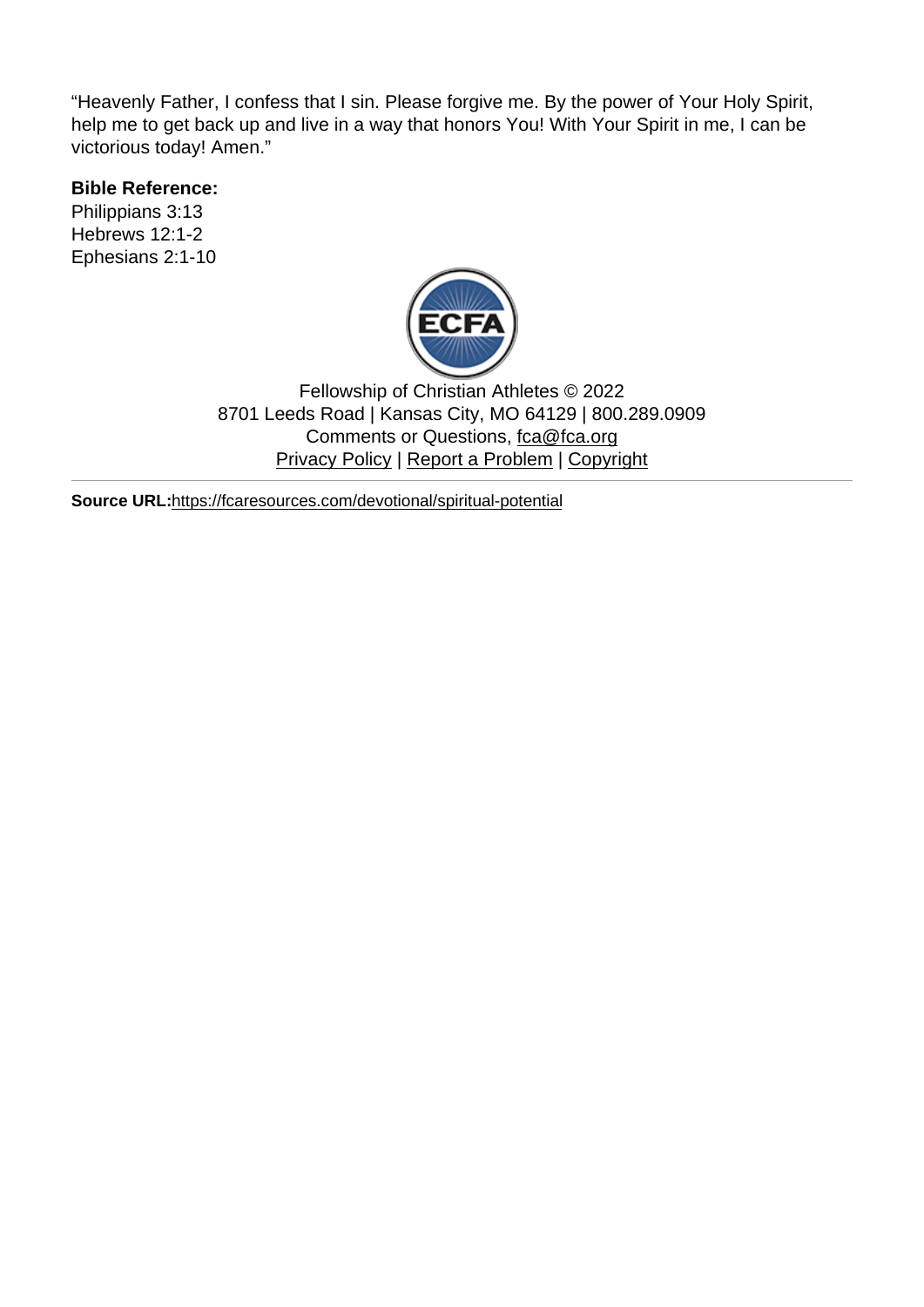"Heavenly Father, I confess that I sin. Please forgive me. By the power of Your Holy Spirit, help me to get back up and live in a way that honors You! With Your Spirit in me, I can be victorious today! Amen."

**Bible Reference:**
Philippians 3:13
Hebrews 12:1-2
Ephesians 2:1-10

Fellowship of Christian Athletes © 2022
8701 Leeds Road | Kansas City, MO 64129 | 800.289.0909
Comments or Questions, fca@fca.org
Privacy Policy | Report a Problem | Copyright

---

**Source URL:**https://fcaresources.com/devotional/spiritual-potential